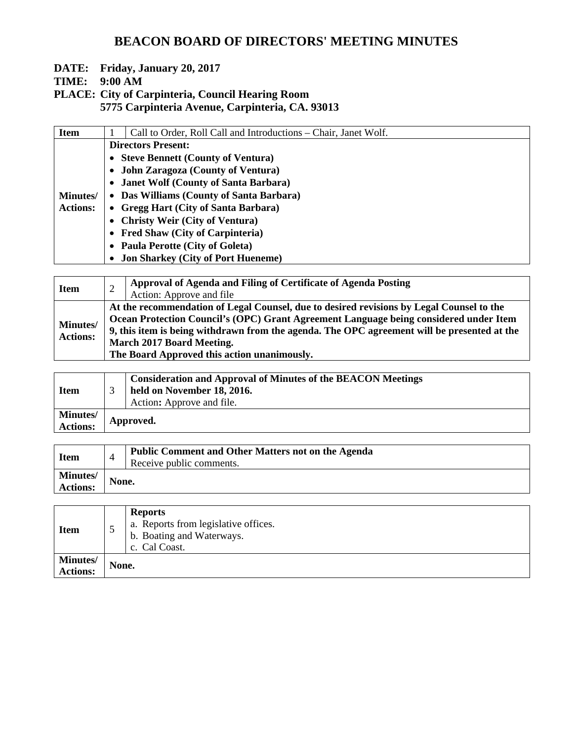# BEACON BOARD OF DIRECTORS' MEETING MINUTES

**DATE: Friday, January 20, 2017**
**TIME: 9:00 AM**
**PLACE: City of Carpinteria, Council Hearing Room**
**5775 Carpinteria Avenue, Carpinteria, CA. 93013**

| | | |
|---|---|---|
| **Item** | 1 | Call to Order, Roll Call and Introductions – Chair, Janet Wolf. |
| **Minutes/ Actions:** | **Directors Present:**<br>• **Steve Bennett (County of Ventura)**<br>• **John Zaragoza (County of Ventura)**<br>• **Janet Wolf (County of Santa Barbara)**<br>• **Das Williams (County of Santa Barbara)**<br>• **Gregg Hart (City of Santa Barbara)**<br>• **Christy Weir (City of Ventura)**<br>• **Fred Shaw (City of Carpinteria)**<br>• **Paula Perotte (City of Goleta)**<br>• **Jon Sharkey (City of Port Hueneme)** | |

| | | |
|---|---|---|
| **Item** | 2 | **Approval of Agenda and Filing of Certificate of Agenda Posting**<br>Action: Approve and file |
| **Minutes/ Actions:** | **At the recommendation of Legal Counsel, due to desired revisions by Legal Counsel to the Ocean Protection Council's (OPC) Grant Agreement Language being considered under Item 9, this item is being withdrawn from the agenda. The OPC agreement will be presented at the March 2017 Board Meeting.**<br>**The Board Approved this action unanimously.** | |

| | | |
|---|---|---|
| **Item** | 3 | **Consideration and Approval of Minutes of the BEACON Meetings held on November 18, 2016.**<br>Action**:** Approve and file. |
| **Minutes/ Actions:** | **Approved.** | |

| | | |
|---|---|---|
| **Item** | 4 | **Public Comment and Other Matters not on the Agenda**<br>Receive public comments. |
| **Minutes/ Actions:** | **None.** | |

| | | |
|---|---|---|
| **Item** | 5 | **Reports**<br>a. Reports from legislative offices.<br>b. Boating and Waterways.<br>c. Cal Coast. |
| **Minutes/ Actions:** | **None.** | |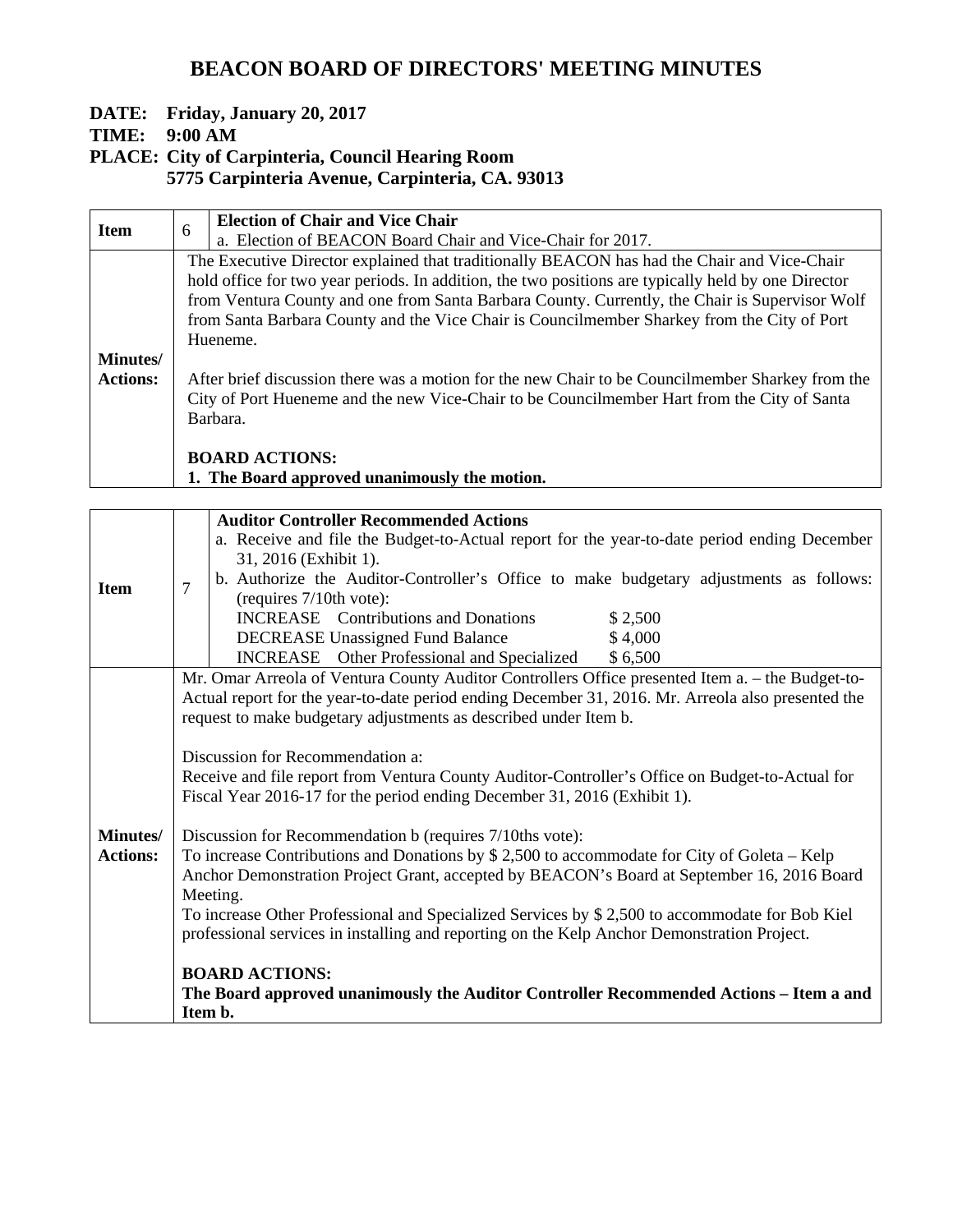# BEACON BOARD OF DIRECTORS' MEETING MINUTES

**DATE: Friday, January 20, 2017**
**TIME: 9:00 AM**
**PLACE: City of Carpinteria, Council Hearing Room**
**5775 Carpinteria Avenue, Carpinteria, CA. 93013**

| | | |
|---|---|---|
| **Item** | 6 | **Election of Chair and Vice Chair**<br>a. Election of BEACON Board Chair and Vice-Chair for 2017. |
| **Minutes/ Actions:** | The Executive Director explained that traditionally BEACON has had the Chair and Vice-Chair hold office for two year periods. In addition, the two positions are typically held by one Director from Ventura County and one from Santa Barbara County. Currently, the Chair is Supervisor Wolf from Santa Barbara County and the Vice Chair is Councilmember Sharkey from the City of Port Hueneme.<br><br>After brief discussion there was a motion for the new Chair to be Councilmember Sharkey from the City of Port Hueneme and the new Vice-Chair to be Councilmember Hart from the City of Santa Barbara.<br><br>**BOARD ACTIONS:**<br>**1. The Board approved unanimously the motion.** | |

| | | |
|---|---|---|
| **Item** | 7 | **Auditor Controller Recommended Actions**<br>a. Receive and file the Budget-to-Actual report for the year-to-date period ending December 31, 2016 (Exhibit 1).<br>b. Authorize the Auditor-Controller's Office to make budgetary adjustments as follows: (requires 7/10th vote):<br>INCREASE Contributions and Donations $ 2,500<br>DECREASE Unassigned Fund Balance $ 4,000<br>INCREASE Other Professional and Specialized $ 6,500 |
| **Minutes/ Actions:** | Mr. Omar Arreola of Ventura County Auditor Controllers Office presented Item a. – the Budget-to-Actual report for the year-to-date period ending December 31, 2016. Mr. Arreola also presented the request to make budgetary adjustments as described under Item b.<br><br>Discussion for Recommendation a:<br>Receive and file report from Ventura County Auditor-Controller's Office on Budget-to-Actual for Fiscal Year 2016-17 for the period ending December 31, 2016 (Exhibit 1).<br><br>Discussion for Recommendation b (requires 7/10ths vote):<br>To increase Contributions and Donations by $ 2,500 to accommodate for City of Goleta – Kelp Anchor Demonstration Project Grant, accepted by BEACON's Board at September 16, 2016 Board Meeting.<br>To increase Other Professional and Specialized Services by $ 2,500 to accommodate for Bob Kiel professional services in installing and reporting on the Kelp Anchor Demonstration Project.<br><br>**BOARD ACTIONS:**<br>**The Board approved unanimously the Auditor Controller Recommended Actions – Item a and Item b.** | |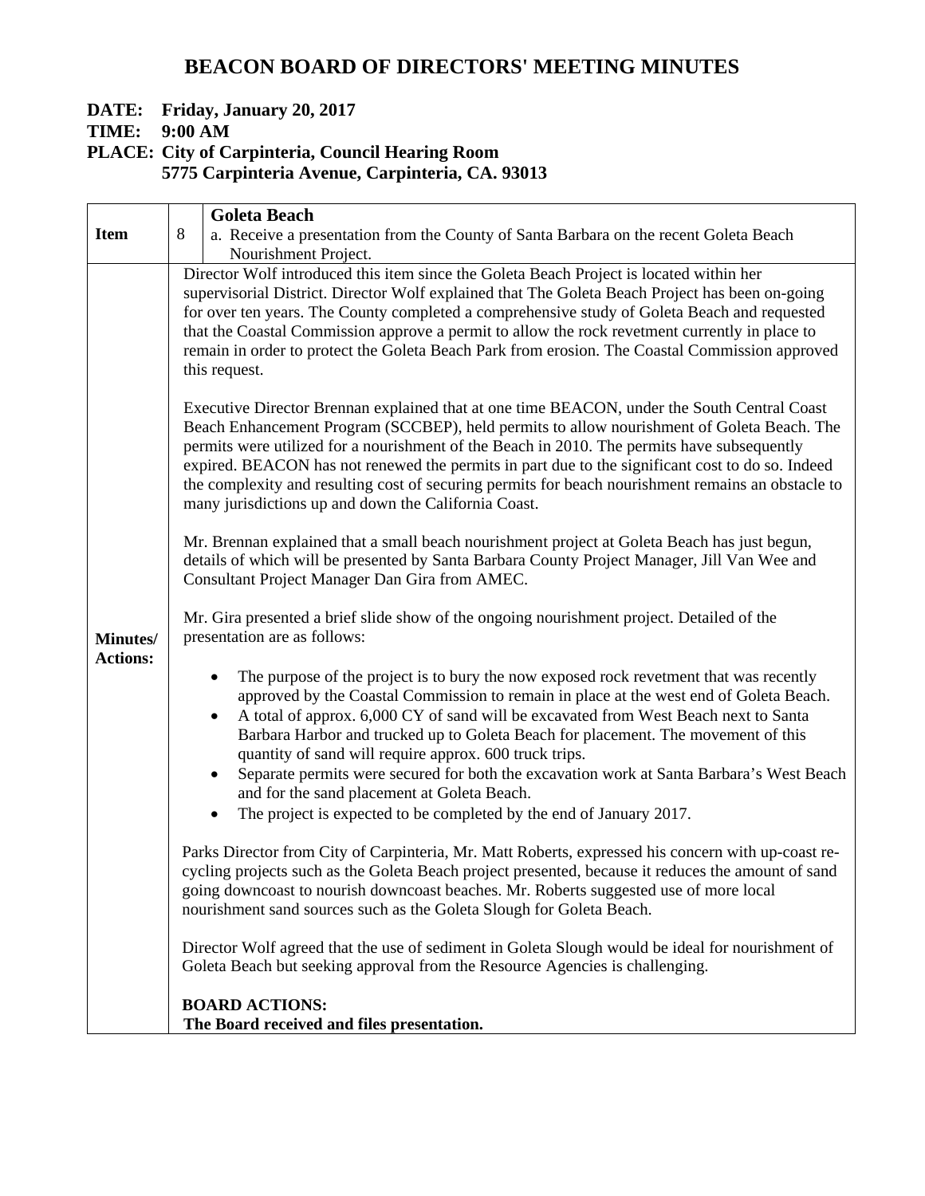# BEACON BOARD OF DIRECTORS' MEETING MINUTES

**DATE: Friday, January 20, 2017**
**TIME: 9:00 AM**
**PLACE: City of Carpinteria, Council Hearing Room**
**5775 Carpinteria Avenue, Carpinteria, CA. 93013**

| | | |
|---|---|---|
| **Item** | 8 | **Goleta Beach**<br>a. Receive a presentation from the County of Santa Barbara on the recent Goleta Beach Nourishment Project. |
| **Minutes/ Actions:** | | Director Wolf introduced this item since the Goleta Beach Project is located within her supervisorial District. Director Wolf explained that The Goleta Beach Project has been on-going for over ten years. The County completed a comprehensive study of Goleta Beach and requested that the Coastal Commission approve a permit to allow the rock revetment currently in place to remain in order to protect the Goleta Beach Park from erosion. The Coastal Commission approved this request.<br><br>Executive Director Brennan explained that at one time BEACON, under the South Central Coast Beach Enhancement Program (SCCBEP), held permits to allow nourishment of Goleta Beach. The permits were utilized for a nourishment of the Beach in 2010. The permits have subsequently expired. BEACON has not renewed the permits in part due to the significant cost to do so. Indeed the complexity and resulting cost of securing permits for beach nourishment remains an obstacle to many jurisdictions up and down the California Coast.<br><br>Mr. Brennan explained that a small beach nourishment project at Goleta Beach has just begun, details of which will be presented by Santa Barbara County Project Manager, Jill Van Wee and Consultant Project Manager Dan Gira from AMEC.<br><br>Mr. Gira presented a brief slide show of the ongoing nourishment project. Detailed of the presentation are as follows:<br><br>• The purpose of the project is to bury the now exposed rock revetment that was recently approved by the Coastal Commission to remain in place at the west end of Goleta Beach.<br>• A total of approx. 6,000 CY of sand will be excavated from West Beach next to Santa Barbara Harbor and trucked up to Goleta Beach for placement. The movement of this quantity of sand will require approx. 600 truck trips.<br>• Separate permits were secured for both the excavation work at Santa Barbara's West Beach and for the sand placement at Goleta Beach.<br>• The project is expected to be completed by the end of January 2017.<br><br>Parks Director from City of Carpinteria, Mr. Matt Roberts, expressed his concern with up-coast re-cycling projects such as the Goleta Beach project presented, because it reduces the amount of sand going downcoast to nourish downcoast beaches. Mr. Roberts suggested use of more local nourishment sand sources such as the Goleta Slough for Goleta Beach.<br><br>Director Wolf agreed that the use of sediment in Goleta Slough would be ideal for nourishment of Goleta Beach but seeking approval from the Resource Agencies is challenging.<br><br>**BOARD ACTIONS:**<br>**The Board received and files presentation.** |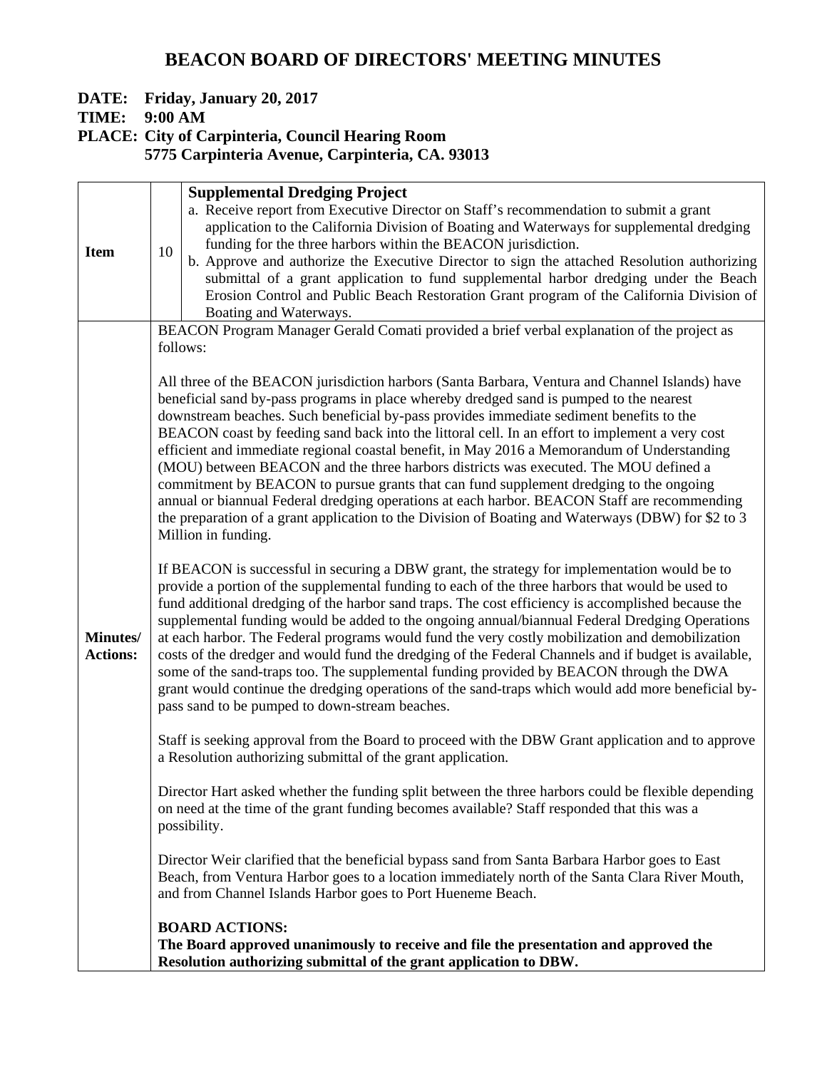# BEACON BOARD OF DIRECTORS' MEETING MINUTES

**DATE: Friday, January 20, 2017**
**TIME: 9:00 AM**
**PLACE: City of Carpinteria, Council Hearing Room**
**5775 Carpinteria Avenue, Carpinteria, CA. 93013**

| | | |
|---|---|---|
| **Item** | 10 | **Supplemental Dredging Project**<br>a. Receive report from Executive Director on Staff's recommendation to submit a grant application to the California Division of Boating and Waterways for supplemental dredging funding for the three harbors within the BEACON jurisdiction.<br>b. Approve and authorize the Executive Director to sign the attached Resolution authorizing submittal of a grant application to fund supplemental harbor dredging under the Beach Erosion Control and Public Beach Restoration Grant program of the California Division of Boating and Waterways. |
| **Minutes/ Actions:** | | BEACON Program Manager Gerald Comati provided a brief verbal explanation of the project as follows:<br><br>All three of the BEACON jurisdiction harbors (Santa Barbara, Ventura and Channel Islands) have beneficial sand by-pass programs in place whereby dredged sand is pumped to the nearest downstream beaches. Such beneficial by-pass provides immediate sediment benefits to the BEACON coast by feeding sand back into the littoral cell. In an effort to implement a very cost efficient and immediate regional coastal benefit, in May 2016 a Memorandum of Understanding (MOU) between BEACON and the three harbors districts was executed. The MOU defined a commitment by BEACON to pursue grants that can fund supplement dredging to the ongoing annual or biannual Federal dredging operations at each harbor. BEACON Staff are recommending the preparation of a grant application to the Division of Boating and Waterways (DBW) for $2 to 3 Million in funding.<br><br>If BEACON is successful in securing a DBW grant, the strategy for implementation would be to provide a portion of the supplemental funding to each of the three harbors that would be used to fund additional dredging of the harbor sand traps. The cost efficiency is accomplished because the supplemental funding would be added to the ongoing annual/biannual Federal Dredging Operations at each harbor. The Federal programs would fund the very costly mobilization and demobilization costs of the dredger and would fund the dredging of the Federal Channels and if budget is available, some of the sand-traps too. The supplemental funding provided by BEACON through the DWA grant would continue the dredging operations of the sand-traps which would add more beneficial by-pass sand to be pumped to down-stream beaches.<br><br>Staff is seeking approval from the Board to proceed with the DBW Grant application and to approve a Resolution authorizing submittal of the grant application.<br><br>Director Hart asked whether the funding split between the three harbors could be flexible depending on need at the time of the grant funding becomes available? Staff responded that this was a possibility.<br><br>Director Weir clarified that the beneficial bypass sand from Santa Barbara Harbor goes to East Beach, from Ventura Harbor goes to a location immediately north of the Santa Clara River Mouth, and from Channel Islands Harbor goes to Port Hueneme Beach.<br><br>**BOARD ACTIONS:**<br>**The Board approved unanimously to receive and file the presentation and approved the Resolution authorizing submittal of the grant application to DBW.** |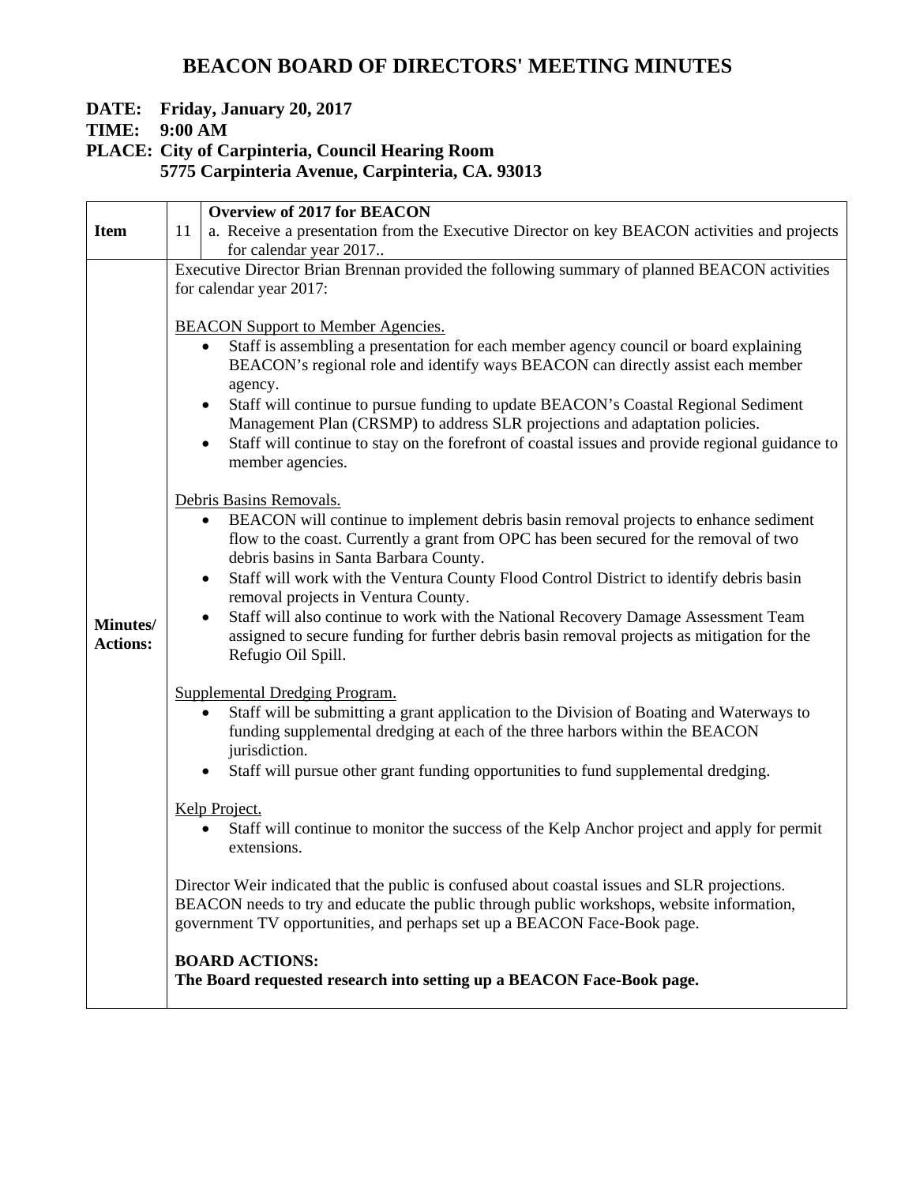# BEACON BOARD OF DIRECTORS' MEETING MINUTES

**DATE: Friday, January 20, 2017**
**TIME: 9:00 AM**
**PLACE: City of Carpinteria, Council Hearing Room**
**5775 Carpinteria Avenue, Carpinteria, CA. 93013**

| **Item** | 11 | **Overview of 2017 for BEACON**<br>a. Receive a presentation from the Executive Director on key BEACON activities and projects for calendar year 2017.. |
|---|---|---|

**Minutes/ Actions:**

Executive Director Brian Brennan provided the following summary of planned BEACON activities for calendar year 2017:

<u>BEACON Support to Member Agencies.</u>

- Staff is assembling a presentation for each member agency council or board explaining BEACON's regional role and identify ways BEACON can directly assist each member agency.
- Staff will continue to pursue funding to update BEACON's Coastal Regional Sediment Management Plan (CRSMP) to address SLR projections and adaptation policies.
- Staff will continue to stay on the forefront of coastal issues and provide regional guidance to member agencies.

<u>Debris Basins Removals.</u>

- BEACON will continue to implement debris basin removal projects to enhance sediment flow to the coast. Currently a grant from OPC has been secured for the removal of two debris basins in Santa Barbara County.
- Staff will work with the Ventura County Flood Control District to identify debris basin removal projects in Ventura County.
- Staff will also continue to work with the National Recovery Damage Assessment Team assigned to secure funding for further debris basin removal projects as mitigation for the Refugio Oil Spill.

<u>Supplemental Dredging Program.</u>

- Staff will be submitting a grant application to the Division of Boating and Waterways to funding supplemental dredging at each of the three harbors within the BEACON jurisdiction.
- Staff will pursue other grant funding opportunities to fund supplemental dredging.

<u>Kelp Project.</u>

- Staff will continue to monitor the success of the Kelp Anchor project and apply for permit extensions.

Director Weir indicated that the public is confused about coastal issues and SLR projections. BEACON needs to try and educate the public through public workshops, website information, government TV opportunities, and perhaps set up a BEACON Face-Book page.

**BOARD ACTIONS:**
**The Board requested research into setting up a BEACON Face-Book page.**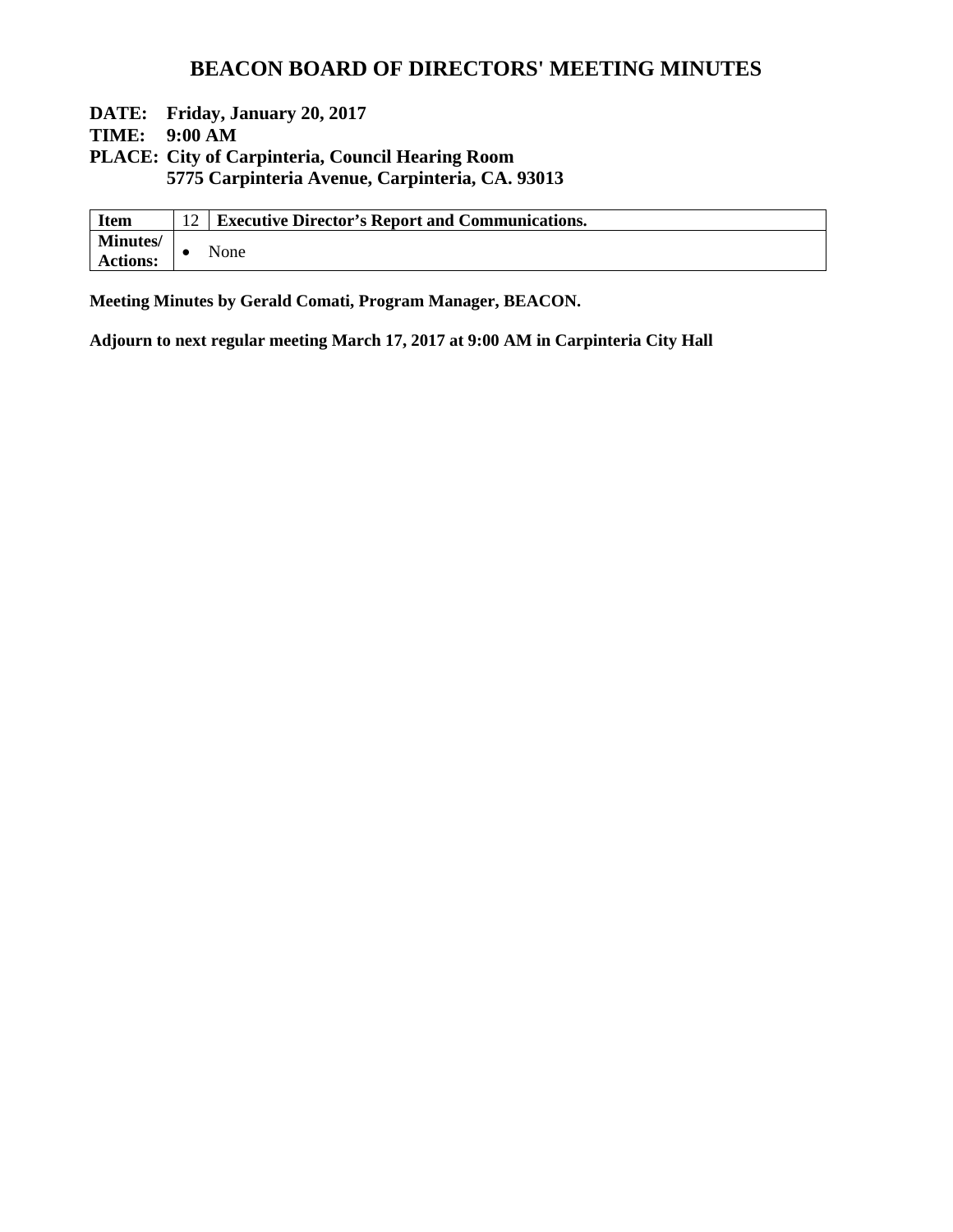# BEACON BOARD OF DIRECTORS' MEETING MINUTES

**DATE: Friday, January 20, 2017**
**TIME: 9:00 AM**
**PLACE: City of Carpinteria, Council Hearing Room**
**5775 Carpinteria Avenue, Carpinteria, CA. 93013**

| **Item** | 12 | **Executive Director's Report and Communications.** |
| --- | --- | --- |
| **Minutes/ Actions:** | • None | |

**Meeting Minutes by Gerald Comati, Program Manager, BEACON.**

**Adjourn to next regular meeting March 17, 2017 at 9:00 AM in Carpinteria City Hall**